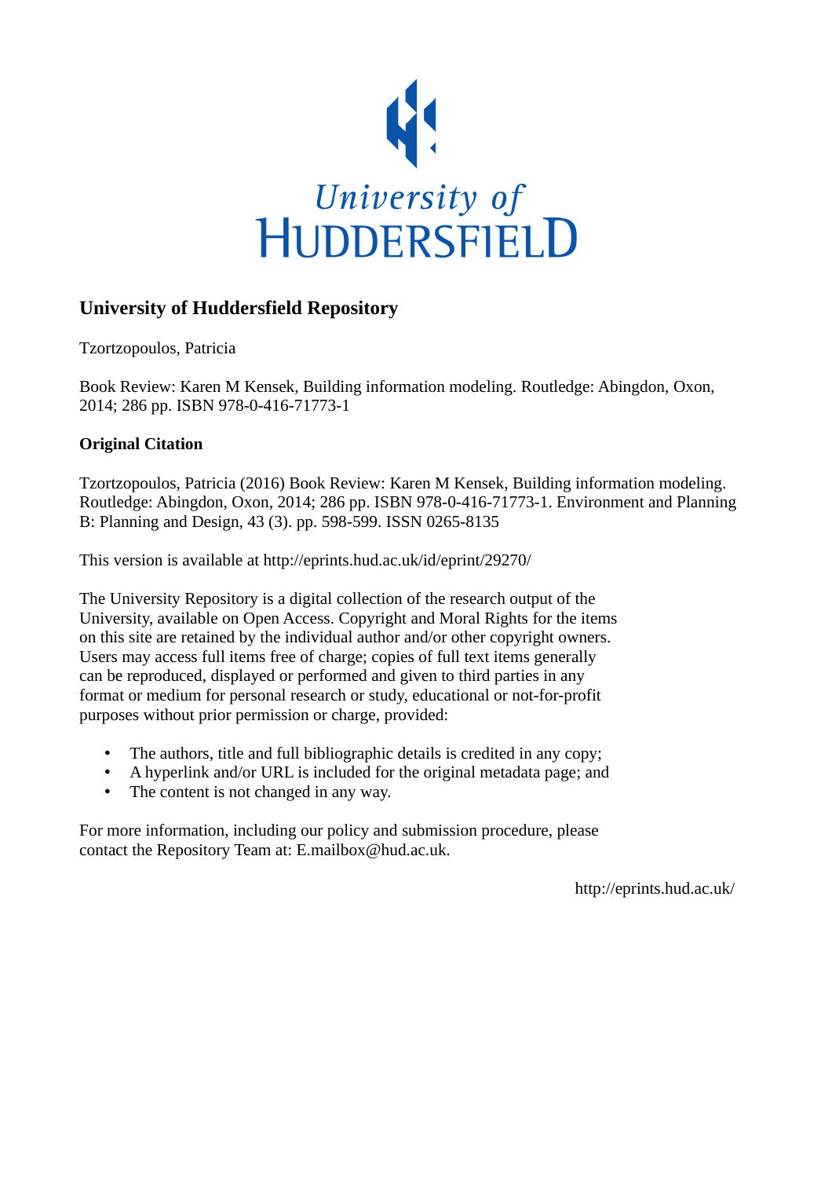University of HUDDERSFIELD

## University of Huddersfield Repository

Tzortzopoulos, Patricia

Book Review: Karen M Kensek, Building information modeling. Routledge: Abingdon, Oxon, 2014; 286 pp. ISBN 978-0-416-71773-1

### Original Citation

Tzortzopoulos, Patricia (2016) Book Review: Karen M Kensek, Building information modeling. Routledge: Abingdon, Oxon, 2014; 286 pp. ISBN 978-0-416-71773-1. Environment and Planning B: Planning and Design, 43 (3). pp. 598-599. ISSN 0265-8135

This version is available at http://eprints.hud.ac.uk/id/eprint/29270/

The University Repository is a digital collection of the research output of the University, available on Open Access. Copyright and Moral Rights for the items on this site are retained by the individual author and/or other copyright owners. Users may access full items free of charge; copies of full text items generally can be reproduced, displayed or performed and given to third parties in any format or medium for personal research or study, educational or not-for-profit purposes without prior permission or charge, provided:

- The authors, title and full bibliographic details is credited in any copy;
- A hyperlink and/or URL is included for the original metadata page; and
- The content is not changed in any way.

For more information, including our policy and submission procedure, please contact the Repository Team at: E.mailbox@hud.ac.uk.

http://eprints.hud.ac.uk/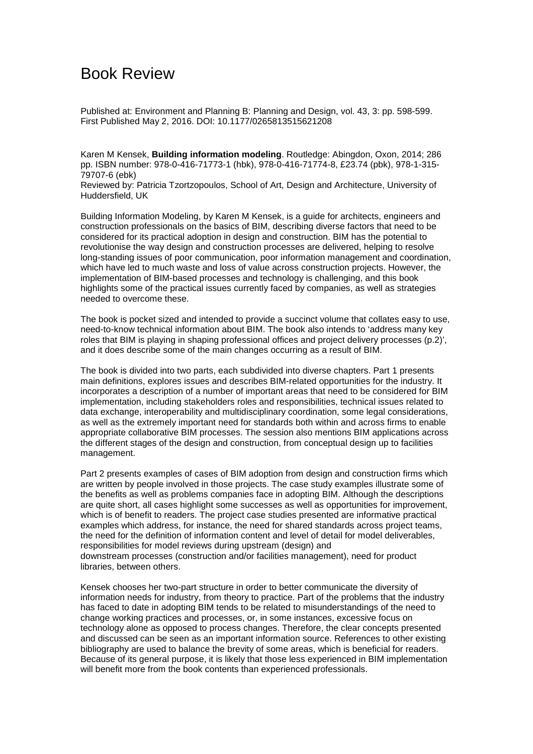# Book Review

Published at: Environment and Planning B: Planning and Design, vol. 43, 3: pp. 598-599. First Published May 2, 2016. DOI: 10.1177/0265813515621208

Karen M Kensek, **Building information modeling**. Routledge: Abingdon, Oxon, 2014; 286 pp. ISBN number: 978-0-416-71773-1 (hbk), 978-0-416-71774-8, £23.74 (pbk), 978-1-315-79707-6 (ebk)
Reviewed by: Patricia Tzortzopoulos, School of Art, Design and Architecture, University of Huddersfield, UK

Building Information Modeling, by Karen M Kensek, is a guide for architects, engineers and construction professionals on the basics of BIM, describing diverse factors that need to be considered for its practical adoption in design and construction. BIM has the potential to revolutionise the way design and construction processes are delivered, helping to resolve long-standing issues of poor communication, poor information management and coordination, which have led to much waste and loss of value across construction projects. However, the implementation of BIM-based processes and technology is challenging, and this book highlights some of the practical issues currently faced by companies, as well as strategies needed to overcome these.

The book is pocket sized and intended to provide a succinct volume that collates easy to use, need-to-know technical information about BIM. The book also intends to 'address many key roles that BIM is playing in shaping professional offices and project delivery processes (p.2)', and it does describe some of the main changes occurring as a result of BIM.

The book is divided into two parts, each subdivided into diverse chapters. Part 1 presents main definitions, explores issues and describes BIM-related opportunities for the industry. It incorporates a description of a number of important areas that need to be considered for BIM implementation, including stakeholders roles and responsibilities, technical issues related to data exchange, interoperability and multidisciplinary coordination, some legal considerations, as well as the extremely important need for standards both within and across firms to enable appropriate collaborative BIM processes. The session also mentions BIM applications across the different stages of the design and construction, from conceptual design up to facilities management.

Part 2 presents examples of cases of BIM adoption from design and construction firms which are written by people involved in those projects. The case study examples illustrate some of the benefits as well as problems companies face in adopting BIM. Although the descriptions are quite short, all cases highlight some successes as well as opportunities for improvement, which is of benefit to readers. The project case studies presented are informative practical examples which address, for instance, the need for shared standards across project teams, the need for the definition of information content and level of detail for model deliverables, responsibilities for model reviews during upstream (design) and downstream processes (construction and/or facilities management), need for product libraries, between others.

Kensek chooses her two-part structure in order to better communicate the diversity of information needs for industry, from theory to practice. Part of the problems that the industry has faced to date in adopting BIM tends to be related to misunderstandings of the need to change working practices and processes, or, in some instances, excessive focus on technology alone as opposed to process changes. Therefore, the clear concepts presented and discussed can be seen as an important information source. References to other existing bibliography are used to balance the brevity of some areas, which is beneficial for readers. Because of its general purpose, it is likely that those less experienced in BIM implementation will benefit more from the book contents than experienced professionals.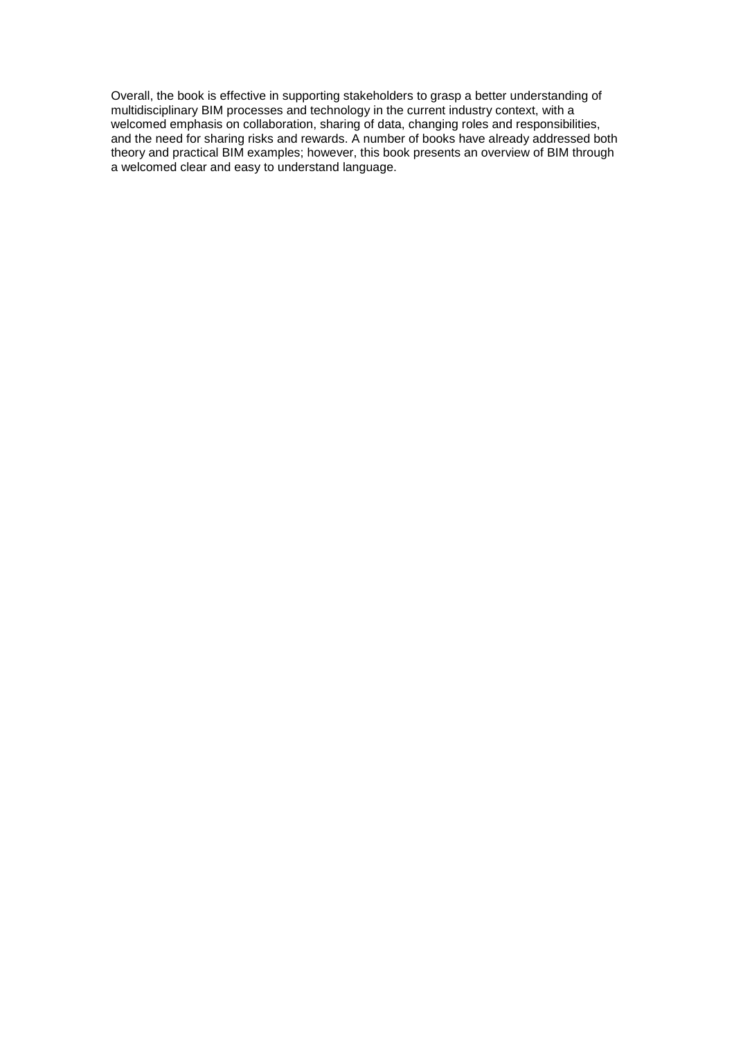Overall, the book is effective in supporting stakeholders to grasp a better understanding of multidisciplinary BIM processes and technology in the current industry context, with a welcomed emphasis on collaboration, sharing of data, changing roles and responsibilities, and the need for sharing risks and rewards. A number of books have already addressed both theory and practical BIM examples; however, this book presents an overview of BIM through a welcomed clear and easy to understand language.